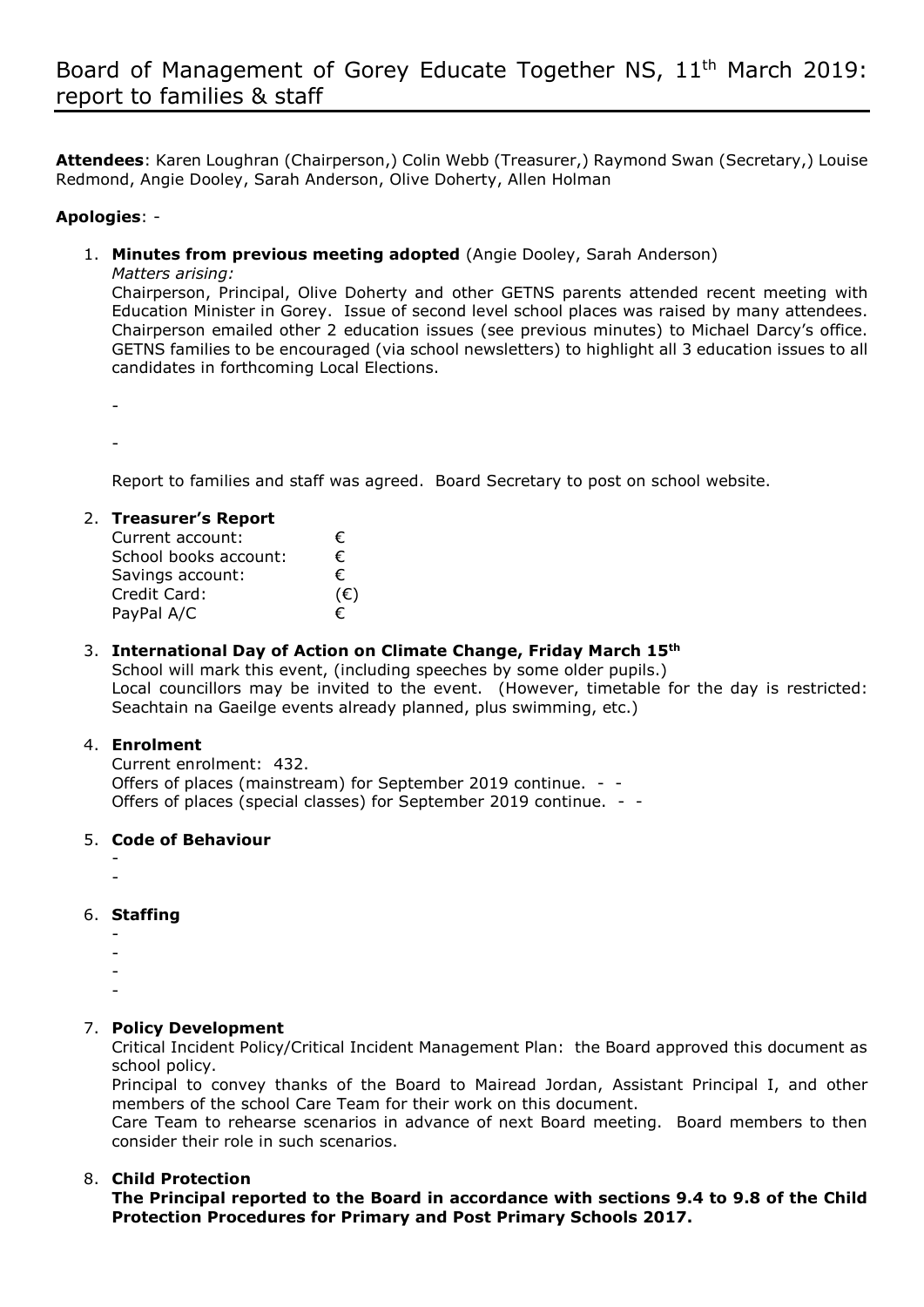# Board of Management of Gorey Educate Together NS, 11th March 2019: report to families & staff

**Attendees**: Karen Loughran (Chairperson,) Colin Webb (Treasurer,) Raymond Swan (Secretary,) Louise Redmond, Angie Dooley, Sarah Anderson, Olive Doherty, Allen Holman

**Apologies**: -

1. **Minutes from previous meeting adopted** (Angie Dooley, Sarah Anderson)

   *Matters arising:*

   Chairperson, Principal, Olive Doherty and other GETNS parents attended recent meeting with Education Minister in Gorey. Issue of second level school places was raised by many attendees. Chairperson emailed other 2 education issues (see previous minutes) to Michael Darcy's office. GETNS families to be encouraged (via school newsletters) to highlight all 3 education issues to all candidates in forthcoming Local Elections.

   -

   -

   Report to families and staff was agreed. Board Secretary to post on school website.

2. **Treasurer's Report**

   | | |
   |---|---|
   | Current account: | € |
   | School books account: | € |
   | Savings account: | € |
   | Credit Card: | (€) |
   | PayPal A/C | € |

3. **International Day of Action on Climate Change, Friday March 15th**

   School will mark this event, (including speeches by some older pupils.)

   Local councillors may be invited to the event. (However, timetable for the day is restricted: Seachtain na Gaeilge events already planned, plus swimming, etc.)

4. **Enrolment**

   Current enrolment: 432.

   Offers of places (mainstream) for September 2019 continue. - -

   Offers of places (special classes) for September 2019 continue. - -

5. **Code of Behaviour**

   -

   -

6. **Staffing**

   -

   -

   -

   -

7. **Policy Development**

   Critical Incident Policy/Critical Incident Management Plan: the Board approved this document as school policy.

   Principal to convey thanks of the Board to Mairead Jordan, Assistant Principal I, and other members of the school Care Team for their work on this document.

   Care Team to rehearse scenarios in advance of next Board meeting. Board members to then consider their role in such scenarios.

8. **Child Protection**

   **The Principal reported to the Board in accordance with sections 9.4 to 9.8 of the Child Protection Procedures for Primary and Post Primary Schools 2017.**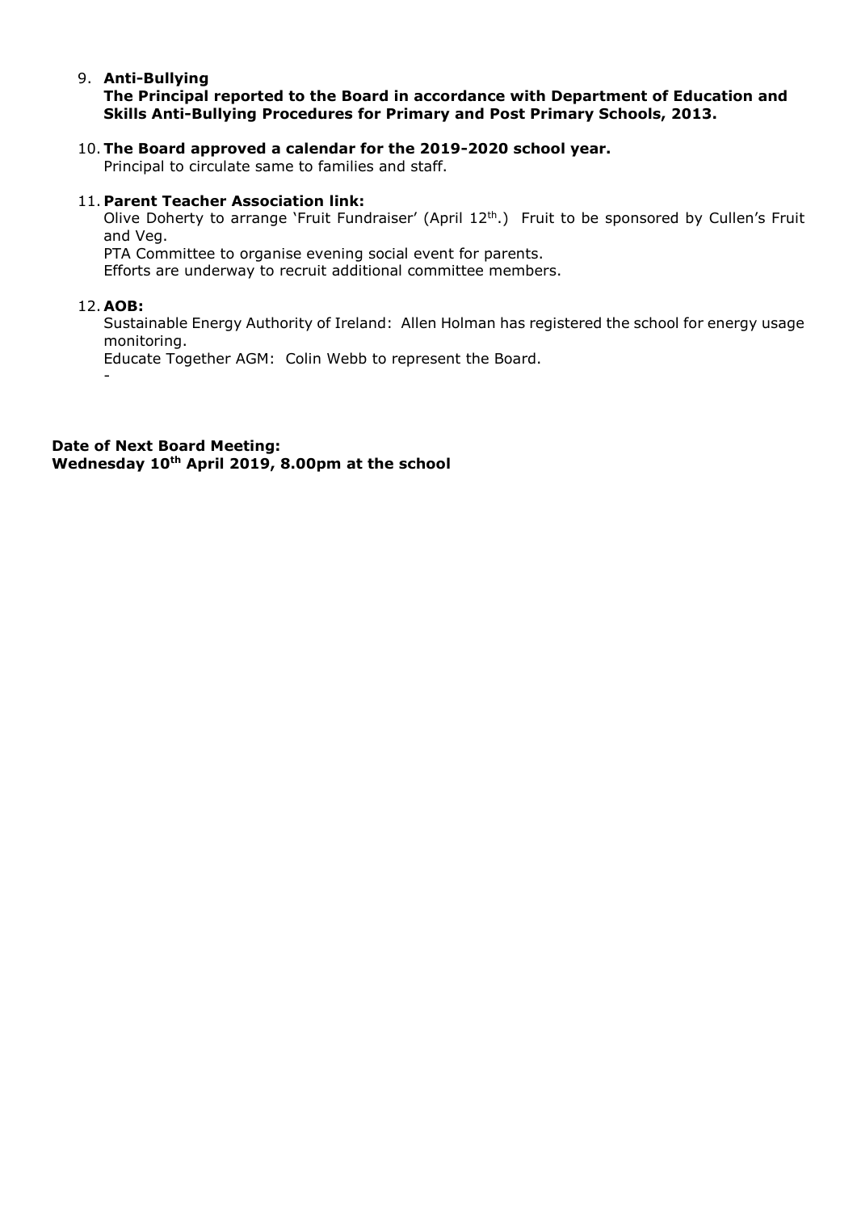9. **Anti-Bullying**
   **The Principal reported to the Board in accordance with Department of Education and Skills Anti-Bullying Procedures for Primary and Post Primary Schools, 2013.**

10. **The Board approved a calendar for the 2019-2020 school year.**
    Principal to circulate same to families and staff.

11. **Parent Teacher Association link:**
    Olive Doherty to arrange 'Fruit Fundraiser' (April 12th.) Fruit to be sponsored by Cullen's Fruit and Veg.
    PTA Committee to organise evening social event for parents.
    Efforts are underway to recruit additional committee members.

12. **AOB:**
    Sustainable Energy Authority of Ireland: Allen Holman has registered the school for energy usage monitoring.
    Educate Together AGM: Colin Webb to represent the Board.
    -

**Date of Next Board Meeting:**
**Wednesday 10th April 2019, 8.00pm at the school**